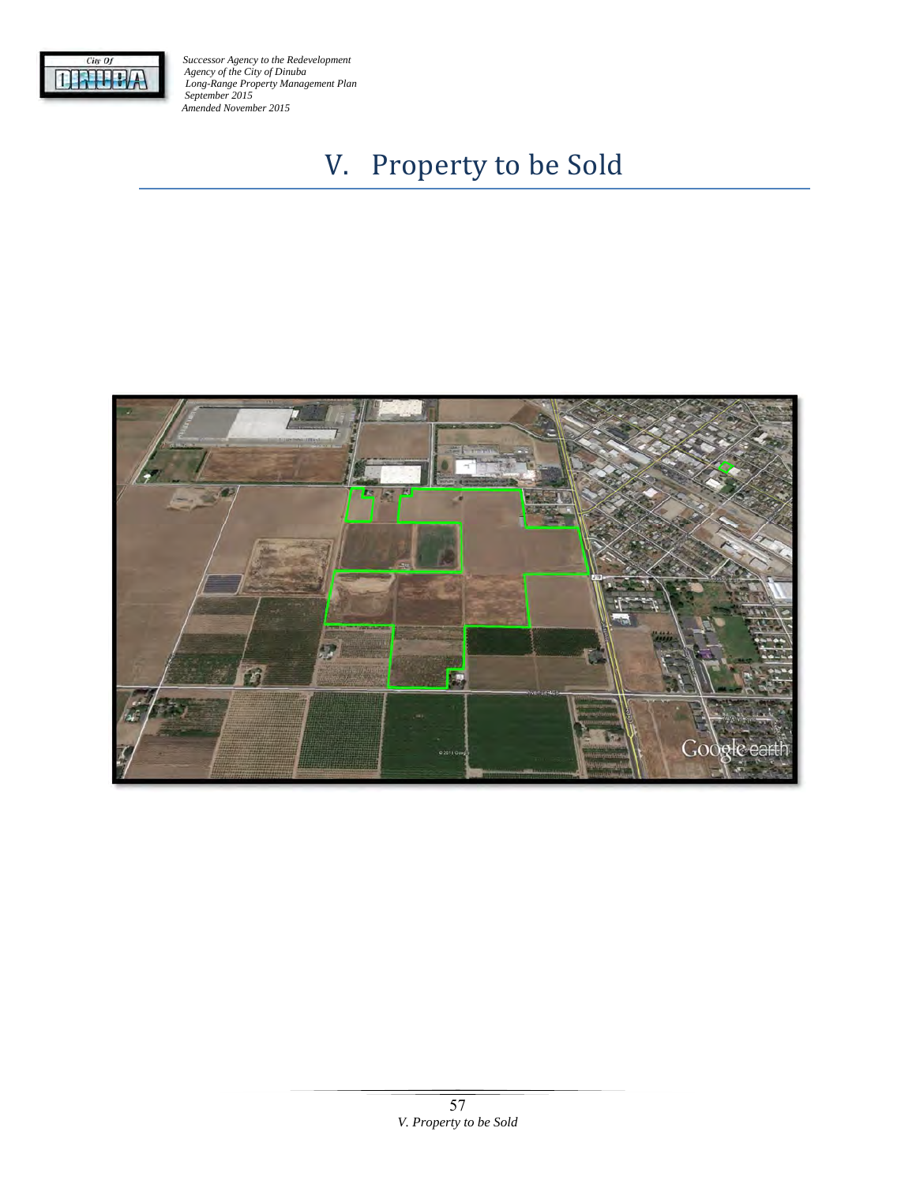# V. Property to be Sold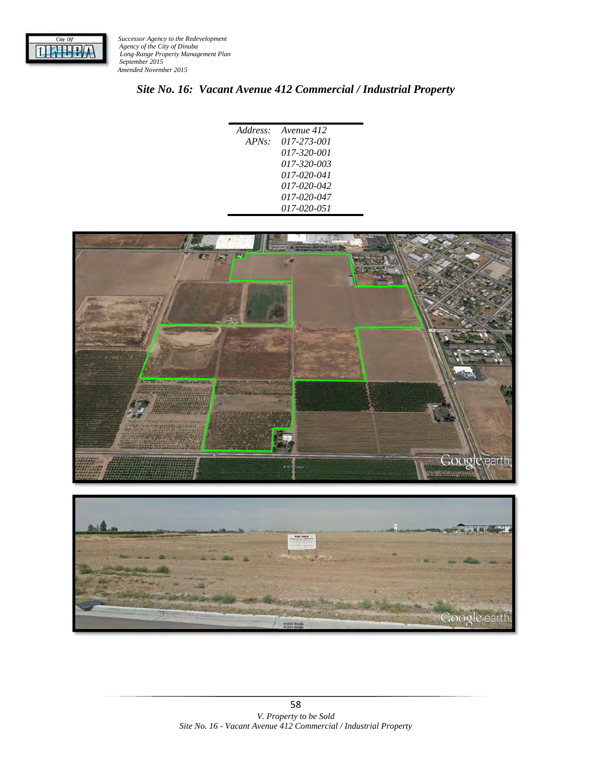## *Site No. 16: Vacant Avenue 412 Commercial / Industrial Property*

| | |
|---|---|
| *Address:* | *Avenue 412* |
| *APNs:* | *017-273-001* |
| | *017-320-001* |
| | *017-320-003* |
| | *017-020-041* |
| | *017-020-042* |
| | *017-020-047* |
| | *017-020-051* |

*V. Property to be Sold*
*Site No. 16 - Vacant Avenue 412 Commercial / Industrial Property*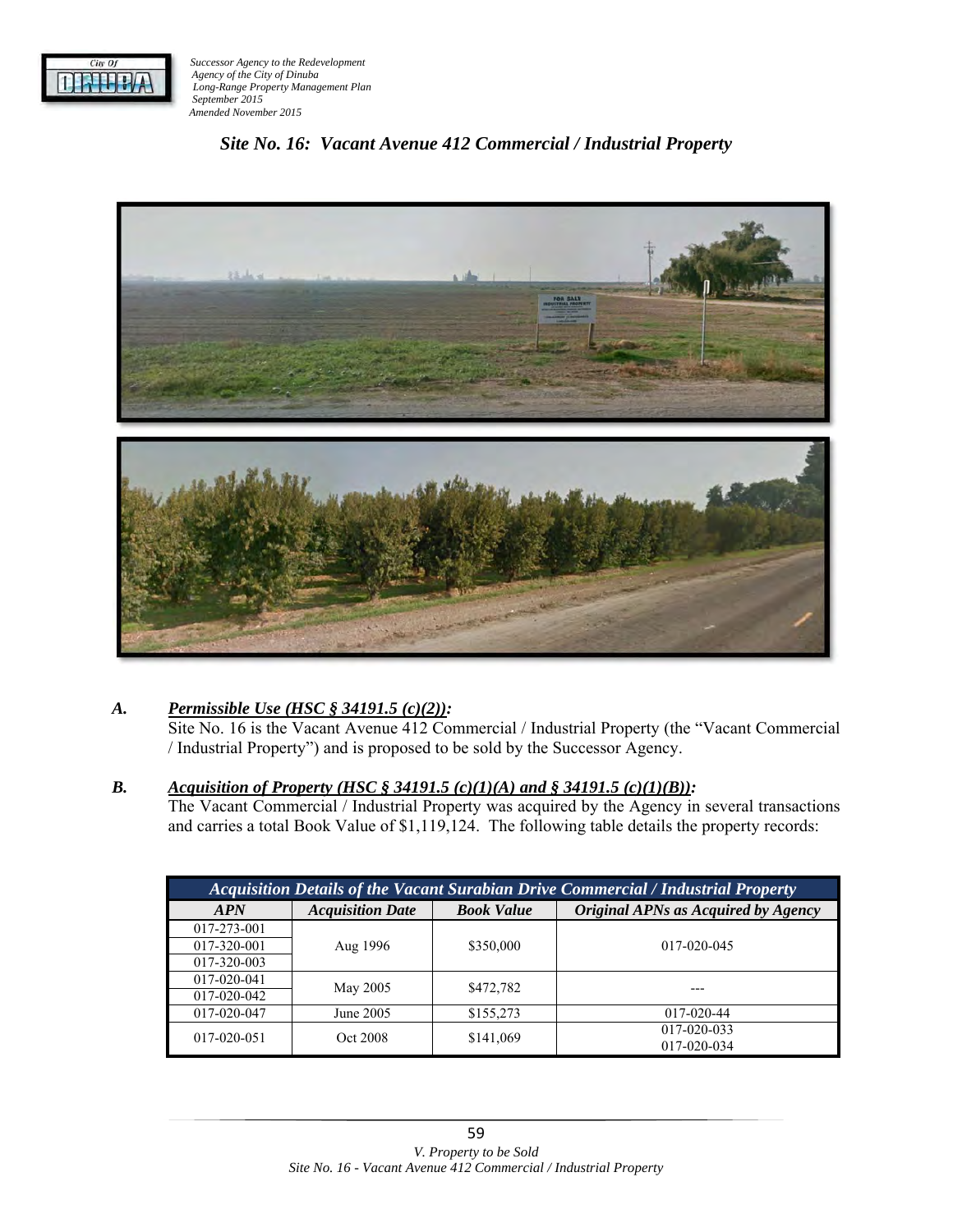## *Site No. 16: Vacant Avenue 412 Commercial / Industrial Property*

***A.*** ***Permissible Use (HSC § 34191.5 (c)(2)):***

Site No. 16 is the Vacant Avenue 412 Commercial / Industrial Property (the "Vacant Commercial / Industrial Property") and is proposed to be sold by the Successor Agency.

***B.*** ***Acquisition of Property (HSC § 34191.5 (c)(1)(A) and § 34191.5 (c)(1)(B)):***

The Vacant Commercial / Industrial Property was acquired by the Agency in several transactions and carries a total Book Value of $1,119,124. The following table details the property records:

| *Acquisition Details of the Vacant Surabian Drive Commercial / Industrial Property* | | | |
|---|---|---|---|
| ***APN*** | ***Acquisition Date*** | ***Book Value*** | ***Original APNs as Acquired by Agency*** |
| 017-273-001<br>017-320-001<br>017-320-003 | Aug 1996 | $350,000 | 017-020-045 |
| 017-020-041<br>017-020-042 | May 2005 | $472,782 | --- |
| 017-020-047 | June 2005 | $155,273 | 017-020-44 |
| 017-020-051 | Oct 2008 | $141,069 | 017-020-033<br>017-020-034 |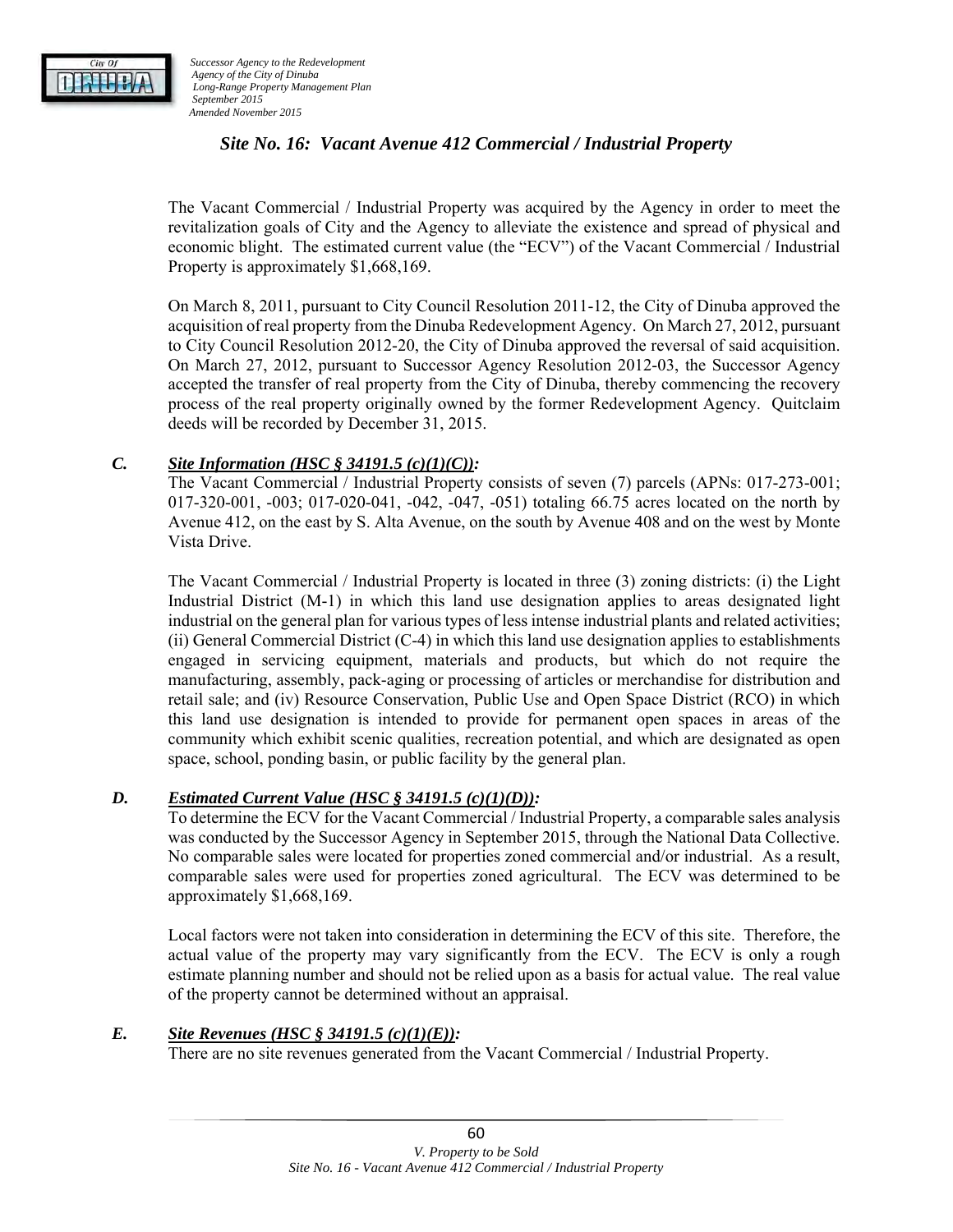## Site No. 16: Vacant Avenue 412 Commercial / Industrial Property

The Vacant Commercial / Industrial Property was acquired by the Agency in order to meet the revitalization goals of City and the Agency to alleviate the existence and spread of physical and economic blight. The estimated current value (the "ECV") of the Vacant Commercial / Industrial Property is approximately $1,668,169.

On March 8, 2011, pursuant to City Council Resolution 2011-12, the City of Dinuba approved the acquisition of real property from the Dinuba Redevelopment Agency. On March 27, 2012, pursuant to City Council Resolution 2012-20, the City of Dinuba approved the reversal of said acquisition. On March 27, 2012, pursuant to Successor Agency Resolution 2012-03, the Successor Agency accepted the transfer of real property from the City of Dinuba, thereby commencing the recovery process of the real property originally owned by the former Redevelopment Agency. Quitclaim deeds will be recorded by December 31, 2015.

### *C.* ***Site Information (HSC § 34191.5 (c)(1)(C)):***

The Vacant Commercial / Industrial Property consists of seven (7) parcels (APNs: 017-273-001; 017-320-001, -003; 017-020-041, -042, -047, -051) totaling 66.75 acres located on the north by Avenue 412, on the east by S. Alta Avenue, on the south by Avenue 408 and on the west by Monte Vista Drive.

The Vacant Commercial / Industrial Property is located in three (3) zoning districts: (i) the Light Industrial District (M-1) in which this land use designation applies to areas designated light industrial on the general plan for various types of less intense industrial plants and related activities; (ii) General Commercial District (C-4) in which this land use designation applies to establishments engaged in servicing equipment, materials and products, but which do not require the manufacturing, assembly, pack-aging or processing of articles or merchandise for distribution and retail sale; and (iv) Resource Conservation, Public Use and Open Space District (RCO) in which this land use designation is intended to provide for permanent open spaces in areas of the community which exhibit scenic qualities, recreation potential, and which are designated as open space, school, ponding basin, or public facility by the general plan.

### *D.* ***Estimated Current Value (HSC § 34191.5 (c)(1)(D)):***

To determine the ECV for the Vacant Commercial / Industrial Property, a comparable sales analysis was conducted by the Successor Agency in September 2015, through the National Data Collective. No comparable sales were located for properties zoned commercial and/or industrial. As a result, comparable sales were used for properties zoned agricultural. The ECV was determined to be approximately $1,668,169.

Local factors were not taken into consideration in determining the ECV of this site. Therefore, the actual value of the property may vary significantly from the ECV. The ECV is only a rough estimate planning number and should not be relied upon as a basis for actual value. The real value of the property cannot be determined without an appraisal.

### *E.* ***Site Revenues (HSC § 34191.5 (c)(1)(E)):***

There are no site revenues generated from the Vacant Commercial / Industrial Property.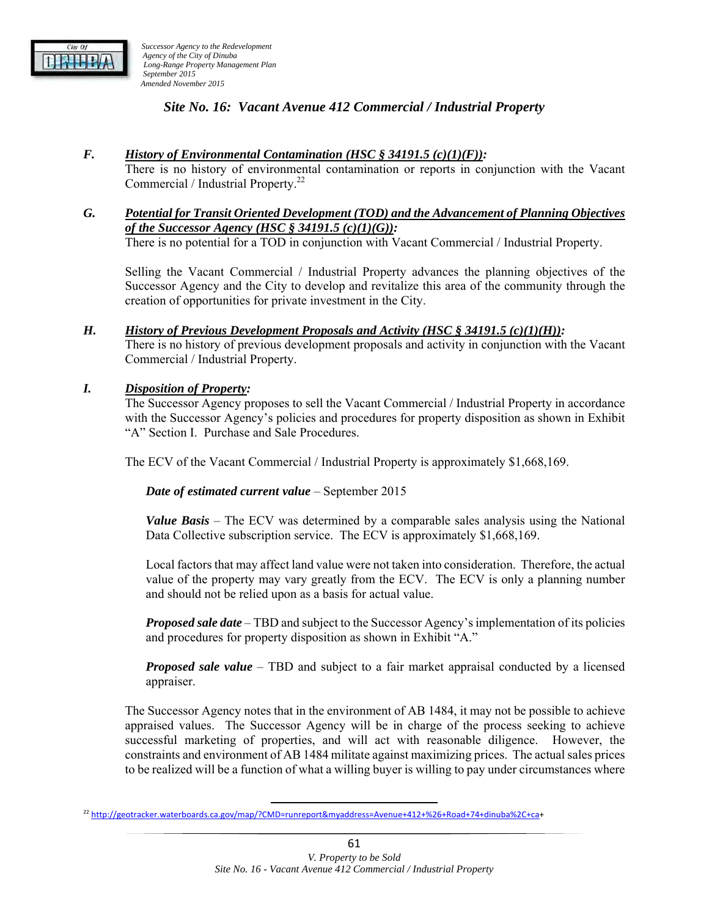## Site No. 16: Vacant Avenue 412 Commercial / Industrial Property

***F. History of Environmental Contamination (HSC § 34191.5 (c)(1)(F)):***

There is no history of environmental contamination or reports in conjunction with the Vacant Commercial / Industrial Property.[22]

***G. Potential for Transit Oriented Development (TOD) and the Advancement of Planning Objectives of the Successor Agency (HSC § 34191.5 (c)(1)(G)):***

There is no potential for a TOD in conjunction with Vacant Commercial / Industrial Property.

Selling the Vacant Commercial / Industrial Property advances the planning objectives of the Successor Agency and the City to develop and revitalize this area of the community through the creation of opportunities for private investment in the City.

***H. History of Previous Development Proposals and Activity (HSC § 34191.5 (c)(1)(H)):***

There is no history of previous development proposals and activity in conjunction with the Vacant Commercial / Industrial Property.

***I. Disposition of Property:***

The Successor Agency proposes to sell the Vacant Commercial / Industrial Property in accordance with the Successor Agency's policies and procedures for property disposition as shown in Exhibit "A" Section I. Purchase and Sale Procedures.

The ECV of the Vacant Commercial / Industrial Property is approximately $1,668,169.

***Date of estimated current value*** – September 2015

***Value Basis*** – The ECV was determined by a comparable sales analysis using the National Data Collective subscription service. The ECV is approximately $1,668,169.

Local factors that may affect land value were not taken into consideration. Therefore, the actual value of the property may vary greatly from the ECV. The ECV is only a planning number and should not be relied upon as a basis for actual value.

***Proposed sale date*** – TBD and subject to the Successor Agency's implementation of its policies and procedures for property disposition as shown in Exhibit "A."

***Proposed sale value*** – TBD and subject to a fair market appraisal conducted by a licensed appraiser.

The Successor Agency notes that in the environment of AB 1484, it may not be possible to achieve appraised values. The Successor Agency will be in charge of the process seeking to achieve successful marketing of properties, and will act with reasonable diligence. However, the constraints and environment of AB 1484 militate against maximizing prices. The actual sales prices to be realized will be a function of what a willing buyer is willing to pay under circumstances where

[22] http://geotracker.waterboards.ca.gov/map/?CMD=runreport&myaddress=Avenue+412+%26+Road+74+dinuba%2C+ca+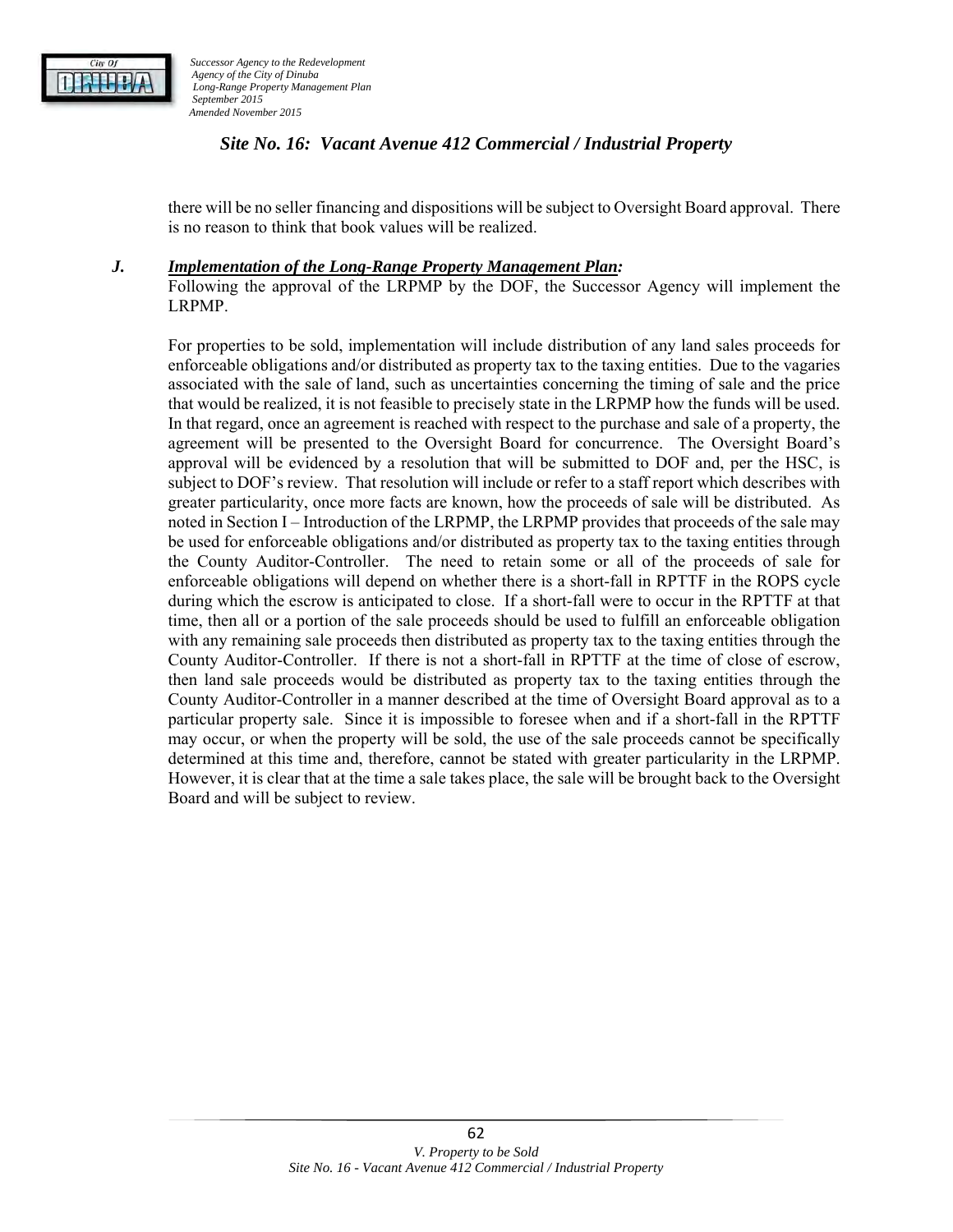## Site No. 16: Vacant Avenue 412 Commercial / Industrial Property

there will be no seller financing and dispositions will be subject to Oversight Board approval. There is no reason to think that book values will be realized.

### *J. Implementation of the Long-Range Property Management Plan:*

Following the approval of the LRPMP by the DOF, the Successor Agency will implement the LRPMP.

For properties to be sold, implementation will include distribution of any land sales proceeds for enforceable obligations and/or distributed as property tax to the taxing entities. Due to the vagaries associated with the sale of land, such as uncertainties concerning the timing of sale and the price that would be realized, it is not feasible to precisely state in the LRPMP how the funds will be used. In that regard, once an agreement is reached with respect to the purchase and sale of a property, the agreement will be presented to the Oversight Board for concurrence. The Oversight Board's approval will be evidenced by a resolution that will be submitted to DOF and, per the HSC, is subject to DOF's review. That resolution will include or refer to a staff report which describes with greater particularity, once more facts are known, how the proceeds of sale will be distributed. As noted in Section I – Introduction of the LRPMP, the LRPMP provides that proceeds of the sale may be used for enforceable obligations and/or distributed as property tax to the taxing entities through the County Auditor-Controller. The need to retain some or all of the proceeds of sale for enforceable obligations will depend on whether there is a short-fall in RPTTF in the ROPS cycle during which the escrow is anticipated to close. If a short-fall were to occur in the RPTTF at that time, then all or a portion of the sale proceeds should be used to fulfill an enforceable obligation with any remaining sale proceeds then distributed as property tax to the taxing entities through the County Auditor-Controller. If there is not a short-fall in RPTTF at the time of close of escrow, then land sale proceeds would be distributed as property tax to the taxing entities through the County Auditor-Controller in a manner described at the time of Oversight Board approval as to a particular property sale. Since it is impossible to foresee when and if a short-fall in the RPTTF may occur, or when the property will be sold, the use of the sale proceeds cannot be specifically determined at this time and, therefore, cannot be stated with greater particularity in the LRPMP. However, it is clear that at the time a sale takes place, the sale will be brought back to the Oversight Board and will be subject to review.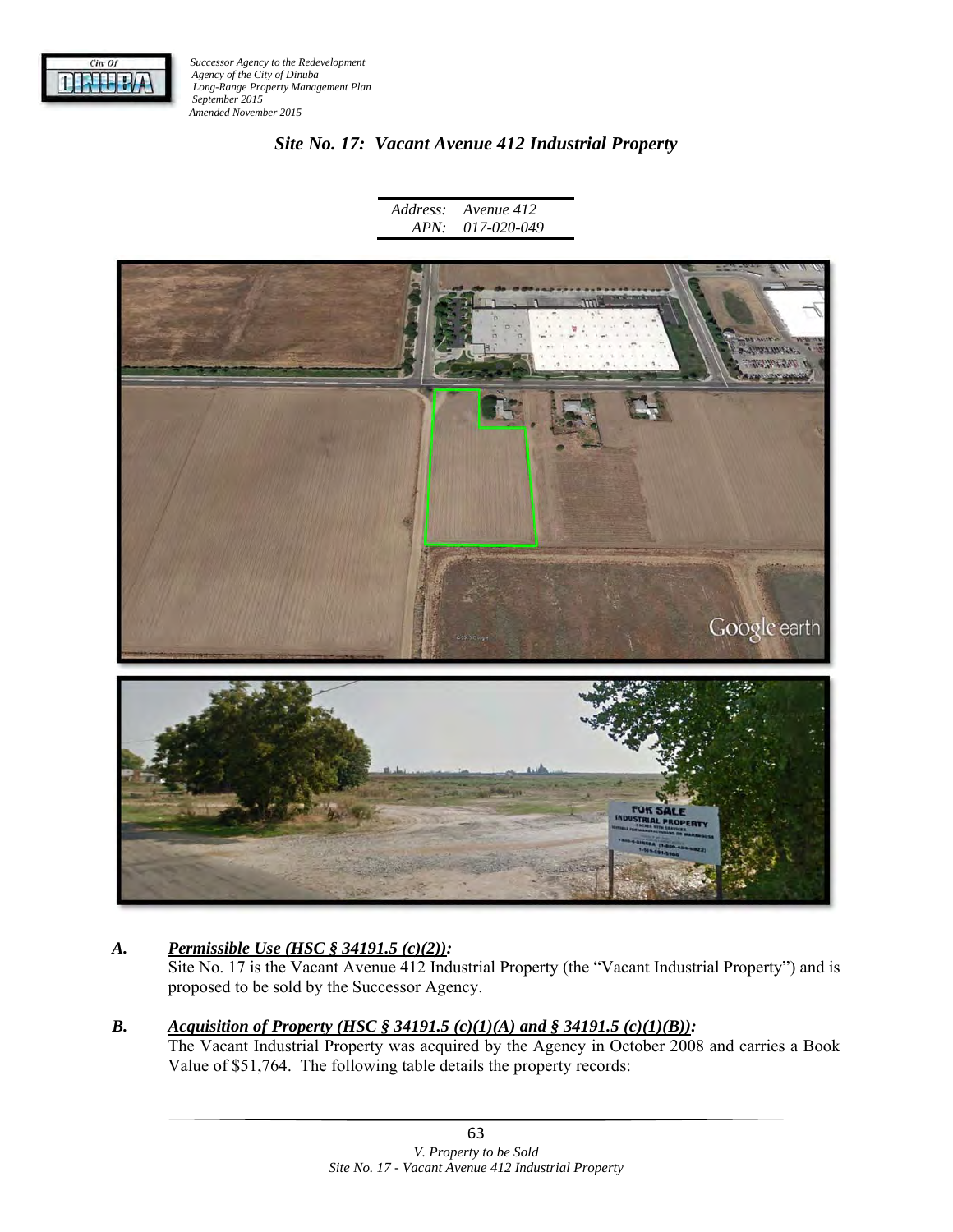## *Site No. 17: Vacant Avenue 412 Industrial Property*

| | |
|---|---|
| *Address:* | *Avenue 412* |
| *APN:* | *017-020-049* |

### *A. Permissible Use (HSC § 34191.5 (c)(2)):*

Site No. 17 is the Vacant Avenue 412 Industrial Property (the "Vacant Industrial Property") and is proposed to be sold by the Successor Agency.

### *B. Acquisition of Property (HSC § 34191.5 (c)(1)(A) and § 34191.5 (c)(1)(B)):*

The Vacant Industrial Property was acquired by the Agency in October 2008 and carries a Book Value of $51,764. The following table details the property records: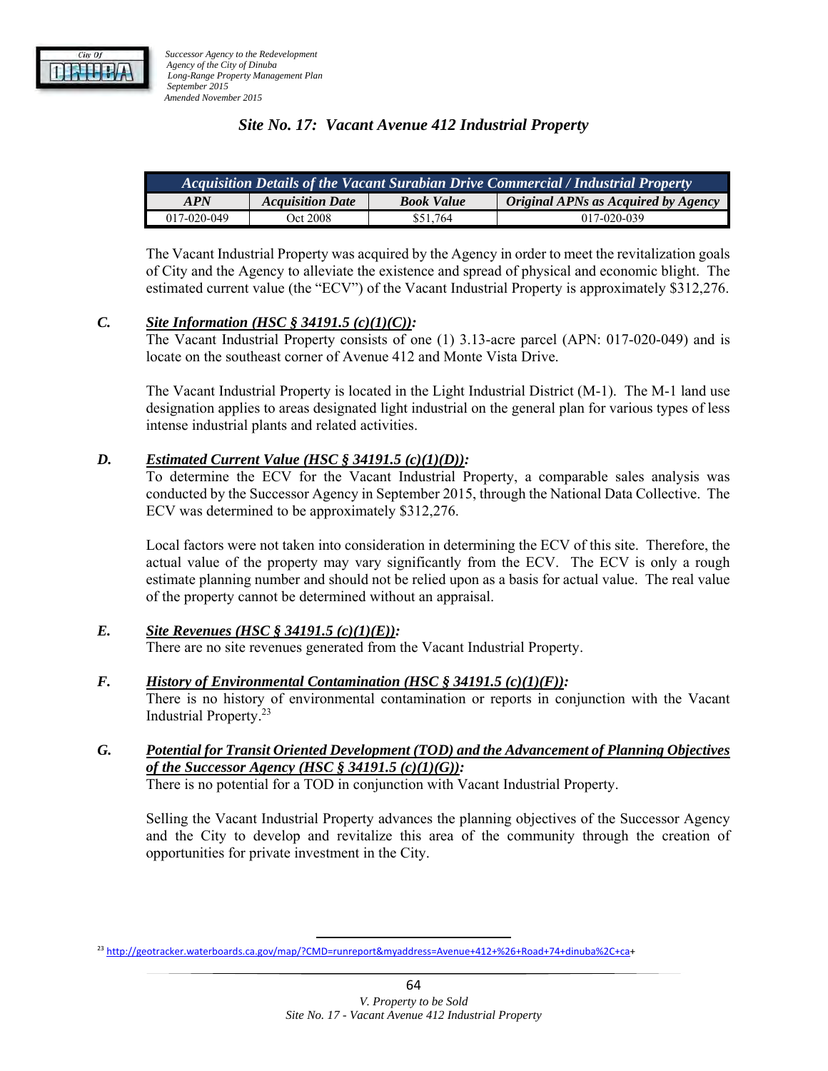## Site No. 17: Vacant Avenue 412 Industrial Property

| Acquisition Details of the Vacant Surabian Drive Commercial / Industrial Property | | | |
|---|---|---|---|
| **APN** | **Acquisition Date** | **Book Value** | **Original APNs as Acquired by Agency** |
| 017-020-049 | Oct 2008 | $51,764 | 017-020-039 |

The Vacant Industrial Property was acquired by the Agency in order to meet the revitalization goals of City and the Agency to alleviate the existence and spread of physical and economic blight. The estimated current value (the "ECV") of the Vacant Industrial Property is approximately $312,276.

***C.*** ***Site Information (HSC § 34191.5 (c)(1)(C)):***

The Vacant Industrial Property consists of one (1) 3.13-acre parcel (APN: 017-020-049) and is locate on the southeast corner of Avenue 412 and Monte Vista Drive.

The Vacant Industrial Property is located in the Light Industrial District (M-1). The M-1 land use designation applies to areas designated light industrial on the general plan for various types of less intense industrial plants and related activities.

***D.*** ***Estimated Current Value (HSC § 34191.5 (c)(1)(D)):***

To determine the ECV for the Vacant Industrial Property, a comparable sales analysis was conducted by the Successor Agency in September 2015, through the National Data Collective. The ECV was determined to be approximately $312,276.

Local factors were not taken into consideration in determining the ECV of this site. Therefore, the actual value of the property may vary significantly from the ECV. The ECV is only a rough estimate planning number and should not be relied upon as a basis for actual value. The real value of the property cannot be determined without an appraisal.

***E.*** ***Site Revenues (HSC § 34191.5 (c)(1)(E)):***

There are no site revenues generated from the Vacant Industrial Property.

***F.*** ***History of Environmental Contamination (HSC § 34191.5 (c)(1)(F)):***

There is no history of environmental contamination or reports in conjunction with the Vacant Industrial Property.[23]

***G.*** ***Potential for Transit Oriented Development (TOD) and the Advancement of Planning Objectives of the Successor Agency (HSC § 34191.5 (c)(1)(G)):***

There is no potential for a TOD in conjunction with Vacant Industrial Property.

Selling the Vacant Industrial Property advances the planning objectives of the Successor Agency and the City to develop and revitalize this area of the community through the creation of opportunities for private investment in the City.

---

[23] http://geotracker.waterboards.ca.gov/map/?CMD=runreport&myaddress=Avenue+412+%26+Road+74+dinuba%2C+ca+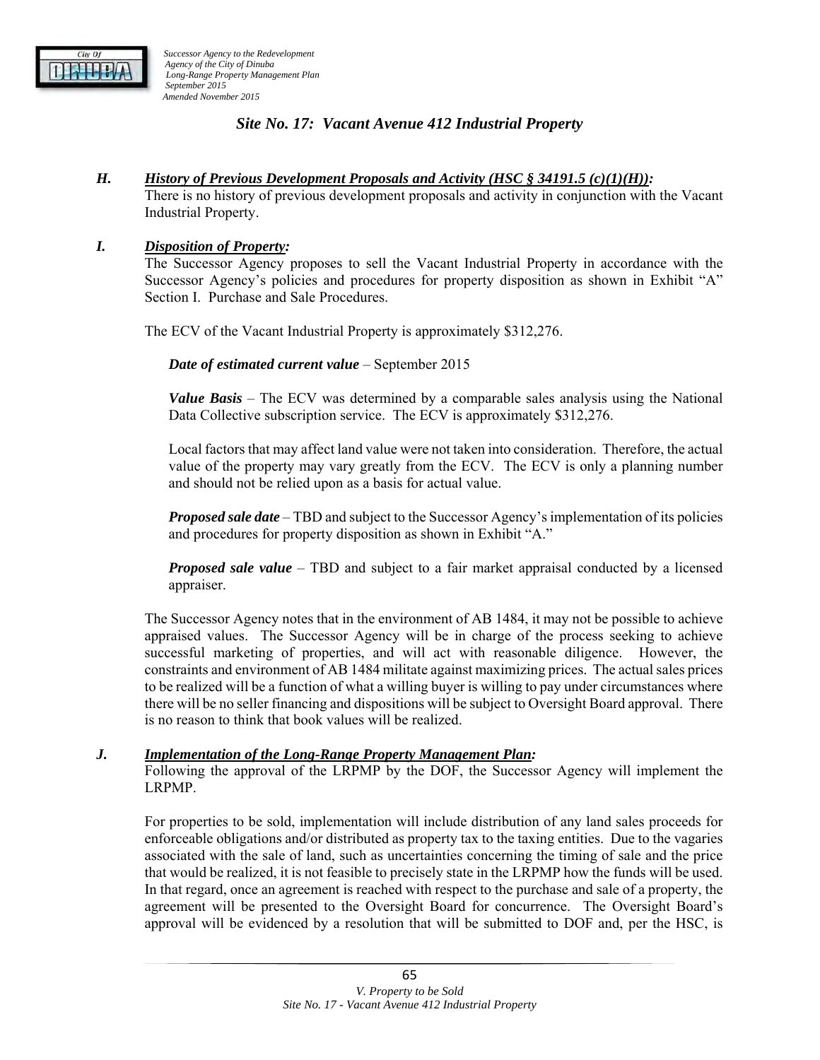## Site No. 17: Vacant Avenue 412 Industrial Property

***H. History of Previous Development Proposals and Activity (HSC § 34191.5 (c)(1)(H)):***

There is no history of previous development proposals and activity in conjunction with the Vacant Industrial Property.

***I. Disposition of Property:***

The Successor Agency proposes to sell the Vacant Industrial Property in accordance with the Successor Agency's policies and procedures for property disposition as shown in Exhibit "A" Section I. Purchase and Sale Procedures.

The ECV of the Vacant Industrial Property is approximately $312,276.

***Date of estimated current value*** – September 2015

***Value Basis*** – The ECV was determined by a comparable sales analysis using the National Data Collective subscription service. The ECV is approximately $312,276.

Local factors that may affect land value were not taken into consideration. Therefore, the actual value of the property may vary greatly from the ECV. The ECV is only a planning number and should not be relied upon as a basis for actual value.

***Proposed sale date*** – TBD and subject to the Successor Agency's implementation of its policies and procedures for property disposition as shown in Exhibit "A."

***Proposed sale value*** – TBD and subject to a fair market appraisal conducted by a licensed appraiser.

The Successor Agency notes that in the environment of AB 1484, it may not be possible to achieve appraised values. The Successor Agency will be in charge of the process seeking to achieve successful marketing of properties, and will act with reasonable diligence. However, the constraints and environment of AB 1484 militate against maximizing prices. The actual sales prices to be realized will be a function of what a willing buyer is willing to pay under circumstances where there will be no seller financing and dispositions will be subject to Oversight Board approval. There is no reason to think that book values will be realized.

***J. Implementation of the Long-Range Property Management Plan:***

Following the approval of the LRPMP by the DOF, the Successor Agency will implement the LRPMP.

For properties to be sold, implementation will include distribution of any land sales proceeds for enforceable obligations and/or distributed as property tax to the taxing entities. Due to the vagaries associated with the sale of land, such as uncertainties concerning the timing of sale and the price that would be realized, it is not feasible to precisely state in the LRPMP how the funds will be used. In that regard, once an agreement is reached with respect to the purchase and sale of a property, the agreement will be presented to the Oversight Board for concurrence. The Oversight Board's approval will be evidenced by a resolution that will be submitted to DOF and, per the HSC, is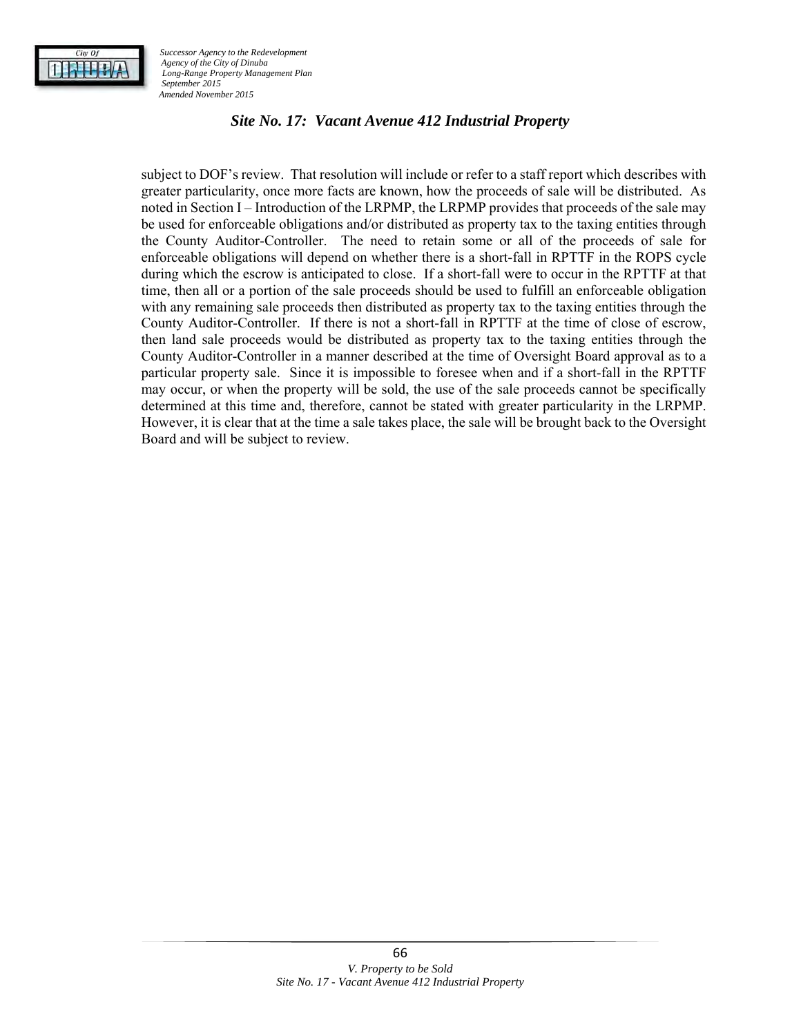### *Site No. 17: Vacant Avenue 412 Industrial Property*

subject to DOF's review. That resolution will include or refer to a staff report which describes with greater particularity, once more facts are known, how the proceeds of sale will be distributed. As noted in Section I – Introduction of the LRPMP, the LRPMP provides that proceeds of the sale may be used for enforceable obligations and/or distributed as property tax to the taxing entities through the County Auditor-Controller. The need to retain some or all of the proceeds of sale for enforceable obligations will depend on whether there is a short-fall in RPTTF in the ROPS cycle during which the escrow is anticipated to close. If a short-fall were to occur in the RPTTF at that time, then all or a portion of the sale proceeds should be used to fulfill an enforceable obligation with any remaining sale proceeds then distributed as property tax to the taxing entities through the County Auditor-Controller. If there is not a short-fall in RPTTF at the time of close of escrow, then land sale proceeds would be distributed as property tax to the taxing entities through the County Auditor-Controller in a manner described at the time of Oversight Board approval as to a particular property sale. Since it is impossible to foresee when and if a short-fall in the RPTTF may occur, or when the property will be sold, the use of the sale proceeds cannot be specifically determined at this time and, therefore, cannot be stated with greater particularity in the LRPMP. However, it is clear that at the time a sale takes place, the sale will be brought back to the Oversight Board and will be subject to review.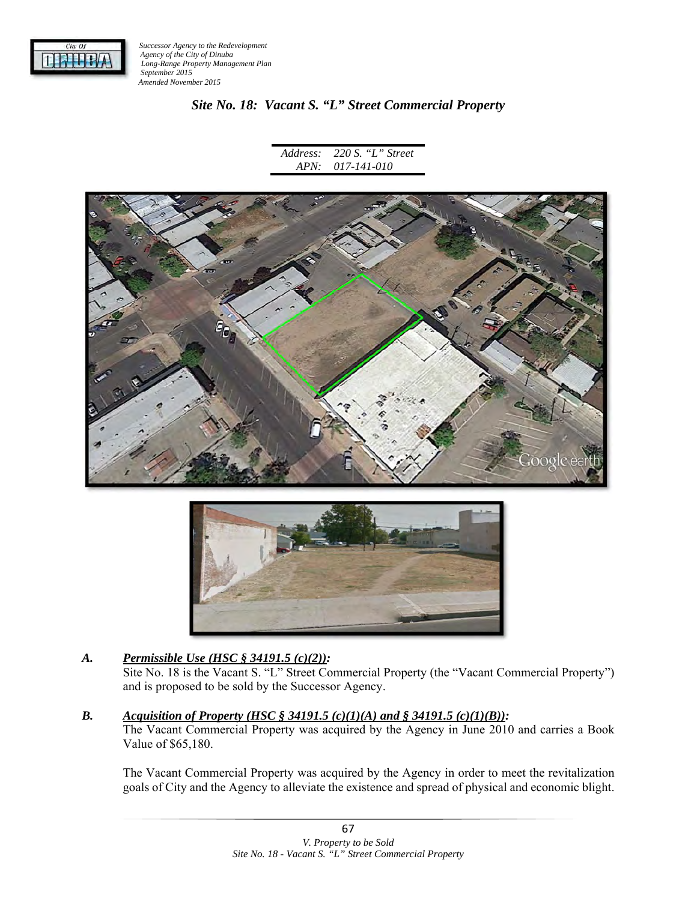## *Site No. 18: Vacant S. "L" Street Commercial Property*

| | |
|---|---|
| *Address:* | *220 S. "L" Street* |
| *APN:* | *017-141-010* |

***A.*** ***Permissible Use (HSC § 34191.5 (c)(2)):***

Site No. 18 is the Vacant S. "L" Street Commercial Property (the "Vacant Commercial Property") and is proposed to be sold by the Successor Agency.

***B.*** ***Acquisition of Property (HSC § 34191.5 (c)(1)(A) and § 34191.5 (c)(1)(B)):***

The Vacant Commercial Property was acquired by the Agency in June 2010 and carries a Book Value of $65,180.

The Vacant Commercial Property was acquired by the Agency in order to meet the revitalization goals of City and the Agency to alleviate the existence and spread of physical and economic blight.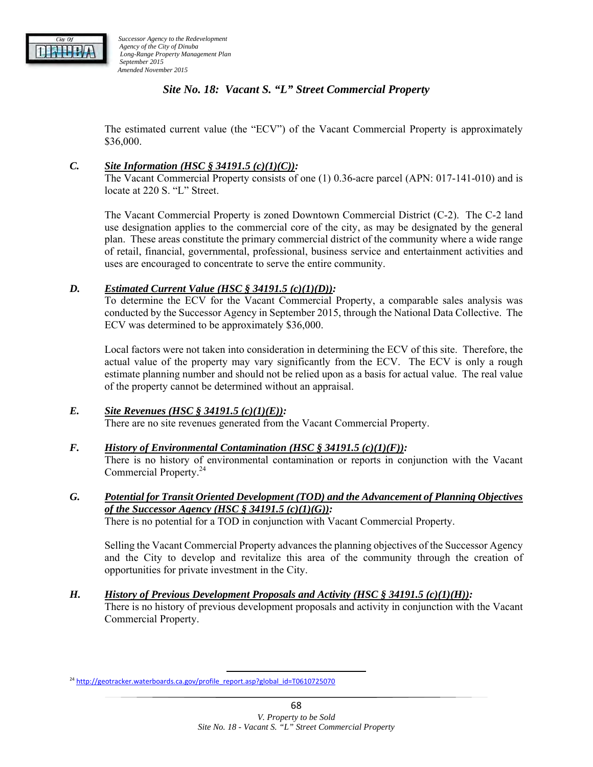## Site No. 18: Vacant S. "L" Street Commercial Property

The estimated current value (the "ECV") of the Vacant Commercial Property is approximately $36,000.

***C. Site Information (HSC § 34191.5 (c)(1)(C)):***

The Vacant Commercial Property consists of one (1) 0.36-acre parcel (APN: 017-141-010) and is locate at 220 S. "L" Street.

The Vacant Commercial Property is zoned Downtown Commercial District (C-2). The C-2 land use designation applies to the commercial core of the city, as may be designated by the general plan. These areas constitute the primary commercial district of the community where a wide range of retail, financial, governmental, professional, business service and entertainment activities and uses are encouraged to concentrate to serve the entire community.

***D. Estimated Current Value (HSC § 34191.5 (c)(1)(D)):***

To determine the ECV for the Vacant Commercial Property, a comparable sales analysis was conducted by the Successor Agency in September 2015, through the National Data Collective. The ECV was determined to be approximately $36,000.

Local factors were not taken into consideration in determining the ECV of this site. Therefore, the actual value of the property may vary significantly from the ECV. The ECV is only a rough estimate planning number and should not be relied upon as a basis for actual value. The real value of the property cannot be determined without an appraisal.

***E. Site Revenues (HSC § 34191.5 (c)(1)(E)):***

There are no site revenues generated from the Vacant Commercial Property.

***F. History of Environmental Contamination (HSC § 34191.5 (c)(1)(F)):***

There is no history of environmental contamination or reports in conjunction with the Vacant Commercial Property.[24]

***G. Potential for Transit Oriented Development (TOD) and the Advancement of Planning Objectives of the Successor Agency (HSC § 34191.5 (c)(1)(G)):***

There is no potential for a TOD in conjunction with Vacant Commercial Property.

Selling the Vacant Commercial Property advances the planning objectives of the Successor Agency and the City to develop and revitalize this area of the community through the creation of opportunities for private investment in the City.

***H. History of Previous Development Proposals and Activity (HSC § 34191.5 (c)(1)(H)):***

There is no history of previous development proposals and activity in conjunction with the Vacant Commercial Property.

---

[24] http://geotracker.waterboards.ca.gov/profile_report.asp?global_id=T0610725070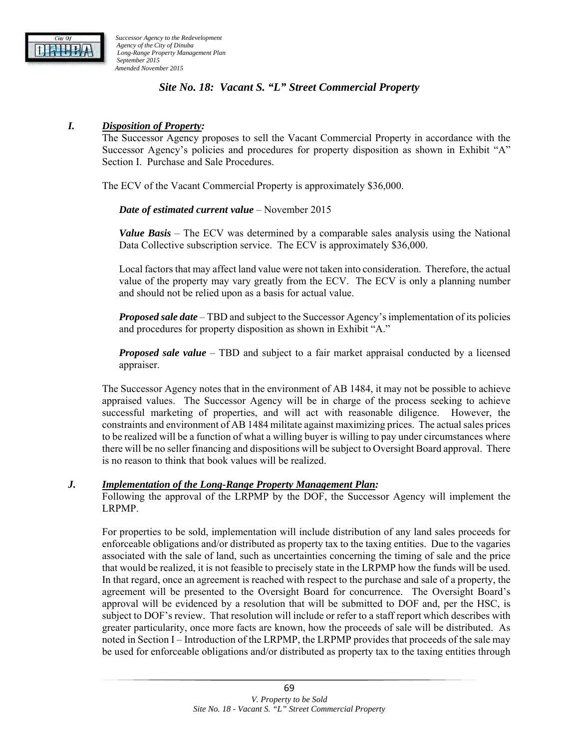## *Site No. 18: Vacant S. "L" Street Commercial Property*

### I. *Disposition of Property:*

The Successor Agency proposes to sell the Vacant Commercial Property in accordance with the Successor Agency's policies and procedures for property disposition as shown in Exhibit "A" Section I. Purchase and Sale Procedures.

The ECV of the Vacant Commercial Property is approximately $36,000.

***Date of estimated current value*** – November 2015

***Value Basis*** – The ECV was determined by a comparable sales analysis using the National Data Collective subscription service. The ECV is approximately $36,000.

Local factors that may affect land value were not taken into consideration. Therefore, the actual value of the property may vary greatly from the ECV. The ECV is only a planning number and should not be relied upon as a basis for actual value.

***Proposed sale date*** – TBD and subject to the Successor Agency's implementation of its policies and procedures for property disposition as shown in Exhibit "A."

***Proposed sale value*** – TBD and subject to a fair market appraisal conducted by a licensed appraiser.

The Successor Agency notes that in the environment of AB 1484, it may not be possible to achieve appraised values. The Successor Agency will be in charge of the process seeking to achieve successful marketing of properties, and will act with reasonable diligence. However, the constraints and environment of AB 1484 militate against maximizing prices. The actual sales prices to be realized will be a function of what a willing buyer is willing to pay under circumstances where there will be no seller financing and dispositions will be subject to Oversight Board approval. There is no reason to think that book values will be realized.

### J. *Implementation of the Long-Range Property Management Plan:*

Following the approval of the LRPMP by the DOF, the Successor Agency will implement the LRPMP.

For properties to be sold, implementation will include distribution of any land sales proceeds for enforceable obligations and/or distributed as property tax to the taxing entities. Due to the vagaries associated with the sale of land, such as uncertainties concerning the timing of sale and the price that would be realized, it is not feasible to precisely state in the LRPMP how the funds will be used. In that regard, once an agreement is reached with respect to the purchase and sale of a property, the agreement will be presented to the Oversight Board for concurrence. The Oversight Board's approval will be evidenced by a resolution that will be submitted to DOF and, per the HSC, is subject to DOF's review. That resolution will include or refer to a staff report which describes with greater particularity, once more facts are known, how the proceeds of sale will be distributed. As noted in Section I – Introduction of the LRPMP, the LRPMP provides that proceeds of the sale may be used for enforceable obligations and/or distributed as property tax to the taxing entities through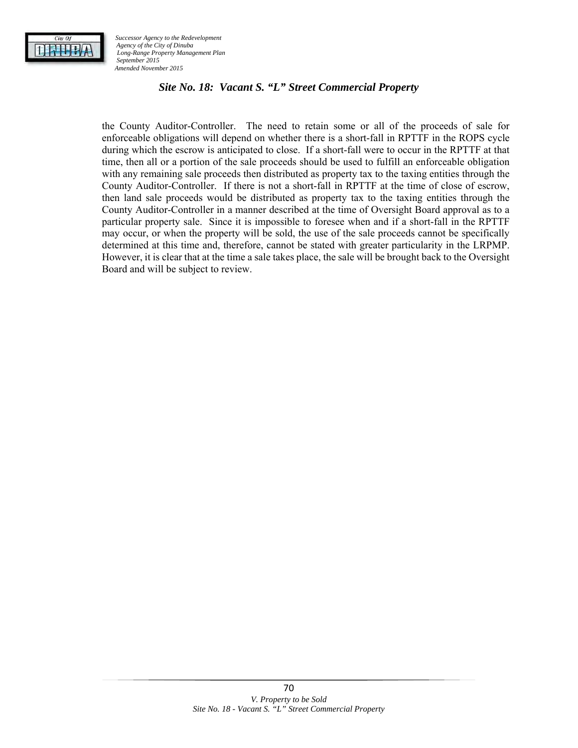### Site No. 18: Vacant S. "L" Street Commercial Property

the County Auditor-Controller. The need to retain some or all of the proceeds of sale for enforceable obligations will depend on whether there is a short-fall in RPTTF in the ROPS cycle during which the escrow is anticipated to close. If a short-fall were to occur in the RPTTF at that time, then all or a portion of the sale proceeds should be used to fulfill an enforceable obligation with any remaining sale proceeds then distributed as property tax to the taxing entities through the County Auditor-Controller. If there is not a short-fall in RPTTF at the time of close of escrow, then land sale proceeds would be distributed as property tax to the taxing entities through the County Auditor-Controller in a manner described at the time of Oversight Board approval as to a particular property sale. Since it is impossible to foresee when and if a short-fall in the RPTTF may occur, or when the property will be sold, the use of the sale proceeds cannot be specifically determined at this time and, therefore, cannot be stated with greater particularity in the LRPMP. However, it is clear that at the time a sale takes place, the sale will be brought back to the Oversight Board and will be subject to review.